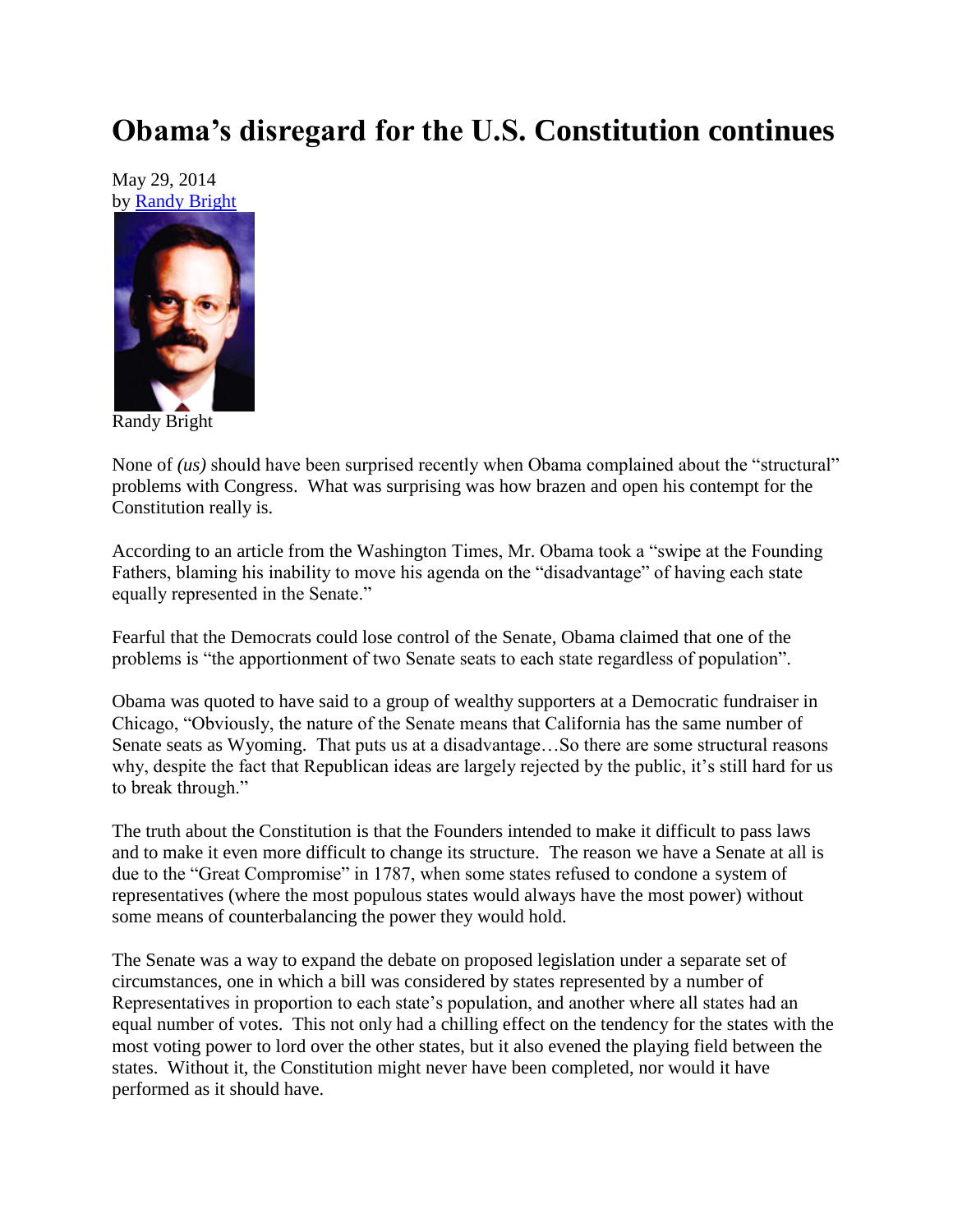# Obama's disregard for the U.S. Constitution continues

May 29, 2014
by Randy Bright

Randy Bright

None of *(us)* should have been surprised recently when Obama complained about the "structural" problems with Congress. What was surprising was how brazen and open his contempt for the Constitution really is.

According to an article from the Washington Times, Mr. Obama took a "swipe at the Founding Fathers, blaming his inability to move his agenda on the "disadvantage" of having each state equally represented in the Senate."

Fearful that the Democrats could lose control of the Senate, Obama claimed that one of the problems is "the apportionment of two Senate seats to each state regardless of population".

Obama was quoted to have said to a group of wealthy supporters at a Democratic fundraiser in Chicago, "Obviously, the nature of the Senate means that California has the same number of Senate seats as Wyoming. That puts us at a disadvantage…So there are some structural reasons why, despite the fact that Republican ideas are largely rejected by the public, it's still hard for us to break through."

The truth about the Constitution is that the Founders intended to make it difficult to pass laws and to make it even more difficult to change its structure. The reason we have a Senate at all is due to the "Great Compromise" in 1787, when some states refused to condone a system of representatives (where the most populous states would always have the most power) without some means of counterbalancing the power they would hold.

The Senate was a way to expand the debate on proposed legislation under a separate set of circumstances, one in which a bill was considered by states represented by a number of Representatives in proportion to each state's population, and another where all states had an equal number of votes. This not only had a chilling effect on the tendency for the states with the most voting power to lord over the other states, but it also evened the playing field between the states. Without it, the Constitution might never have been completed, nor would it have performed as it should have.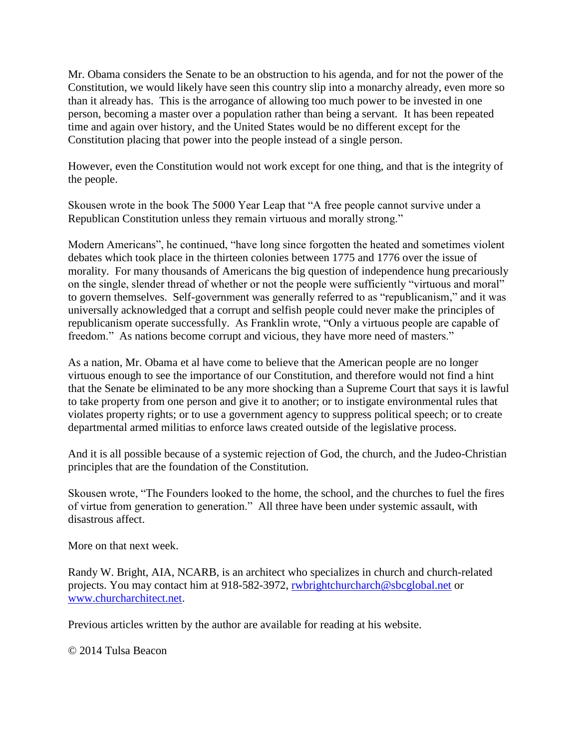Mr. Obama considers the Senate to be an obstruction to his agenda, and for not the power of the Constitution, we would likely have seen this country slip into a monarchy already, even more so than it already has. This is the arrogance of allowing too much power to be invested in one person, becoming a master over a population rather than being a servant. It has been repeated time and again over history, and the United States would be no different except for the Constitution placing that power into the people instead of a single person.

However, even the Constitution would not work except for one thing, and that is the integrity of the people.

Skousen wrote in the book The 5000 Year Leap that "A free people cannot survive under a Republican Constitution unless they remain virtuous and morally strong."

Modern Americans", he continued, "have long since forgotten the heated and sometimes violent debates which took place in the thirteen colonies between 1775 and 1776 over the issue of morality. For many thousands of Americans the big question of independence hung precariously on the single, slender thread of whether or not the people were sufficiently "virtuous and moral" to govern themselves. Self-government was generally referred to as "republicanism," and it was universally acknowledged that a corrupt and selfish people could never make the principles of republicanism operate successfully. As Franklin wrote, "Only a virtuous people are capable of freedom." As nations become corrupt and vicious, they have more need of masters."

As a nation, Mr. Obama et al have come to believe that the American people are no longer virtuous enough to see the importance of our Constitution, and therefore would not find a hint that the Senate be eliminated to be any more shocking than a Supreme Court that says it is lawful to take property from one person and give it to another; or to instigate environmental rules that violates property rights; or to use a government agency to suppress political speech; or to create departmental armed militias to enforce laws created outside of the legislative process.

And it is all possible because of a systemic rejection of God, the church, and the Judeo-Christian principles that are the foundation of the Constitution.

Skousen wrote, "The Founders looked to the home, the school, and the churches to fuel the fires of virtue from generation to generation." All three have been under systemic assault, with disastrous affect.

More on that next week.

Randy W. Bright, AIA, NCARB, is an architect who specializes in church and church-related projects. You may contact him at 918-582-3972, rwbrightchurcharch@sbcglobal.net or www.churcharchitect.net.

Previous articles written by the author are available for reading at his website.

© 2014 Tulsa Beacon